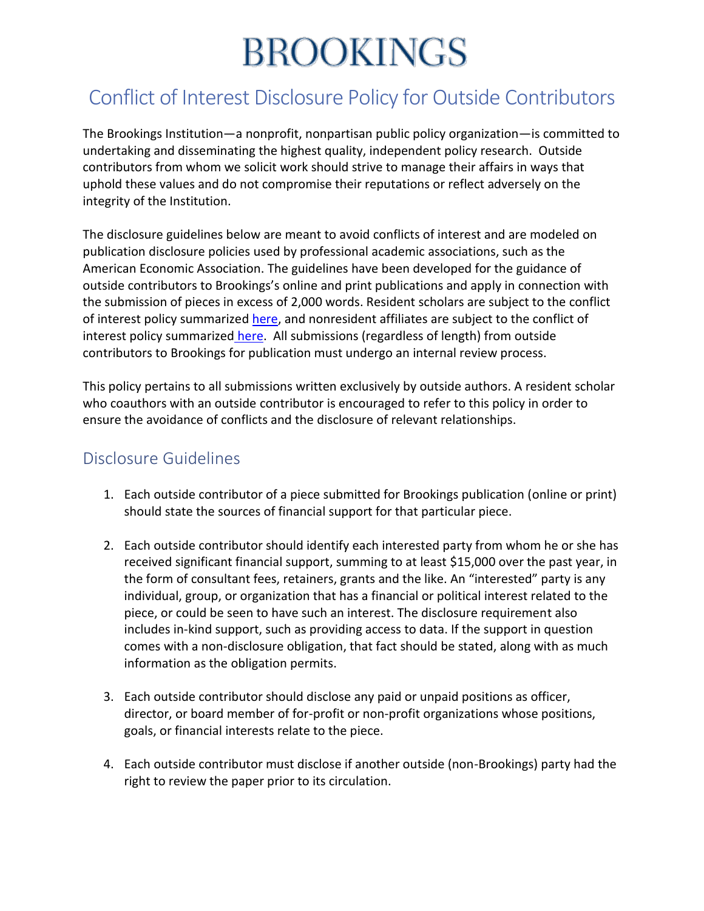# BROOKINGS

## Conflict of Interest Disclosure Policy for Outside Contributors

The Brookings Institution—a nonprofit, nonpartisan public policy organization—is committed to undertaking and disseminating the highest quality, independent policy research. Outside contributors from whom we solicit work should strive to manage their affairs in ways that uphold these values and do not compromise their reputations or reflect adversely on the integrity of the Institution.

The disclosure guidelines below are meant to avoid conflicts of interest and are modeled on publication disclosure policies used by professional academic associations, such as the American Economic Association. The guidelines have been developed for the guidance of outside contributors to Brookings's online and print publications and apply in connection with the submission of pieces in excess of 2,000 words. Resident scholars are subject to the conflict of interest policy summarized [here](), and nonresident affiliates are subject to the conflict of interest policy summarized [here](). All submissions (regardless of length) from outside contributors to Brookings for publication must undergo an internal review process.

This policy pertains to all submissions written exclusively by outside authors. A resident scholar who coauthors with an outside contributor is encouraged to refer to this policy in order to ensure the avoidance of conflicts and the disclosure of relevant relationships.

## Disclosure Guidelines

1. Each outside contributor of a piece submitted for Brookings publication (online or print) should state the sources of financial support for that particular piece.

2. Each outside contributor should identify each interested party from whom he or she has received significant financial support, summing to at least $15,000 over the past year, in the form of consultant fees, retainers, grants and the like. An "interested" party is any individual, group, or organization that has a financial or political interest related to the piece, or could be seen to have such an interest. The disclosure requirement also includes in-kind support, such as providing access to data. If the support in question comes with a non-disclosure obligation, that fact should be stated, along with as much information as the obligation permits.

3. Each outside contributor should disclose any paid or unpaid positions as officer, director, or board member of for-profit or non-profit organizations whose positions, goals, or financial interests relate to the piece.

4. Each outside contributor must disclose if another outside (non-Brookings) party had the right to review the paper prior to its circulation.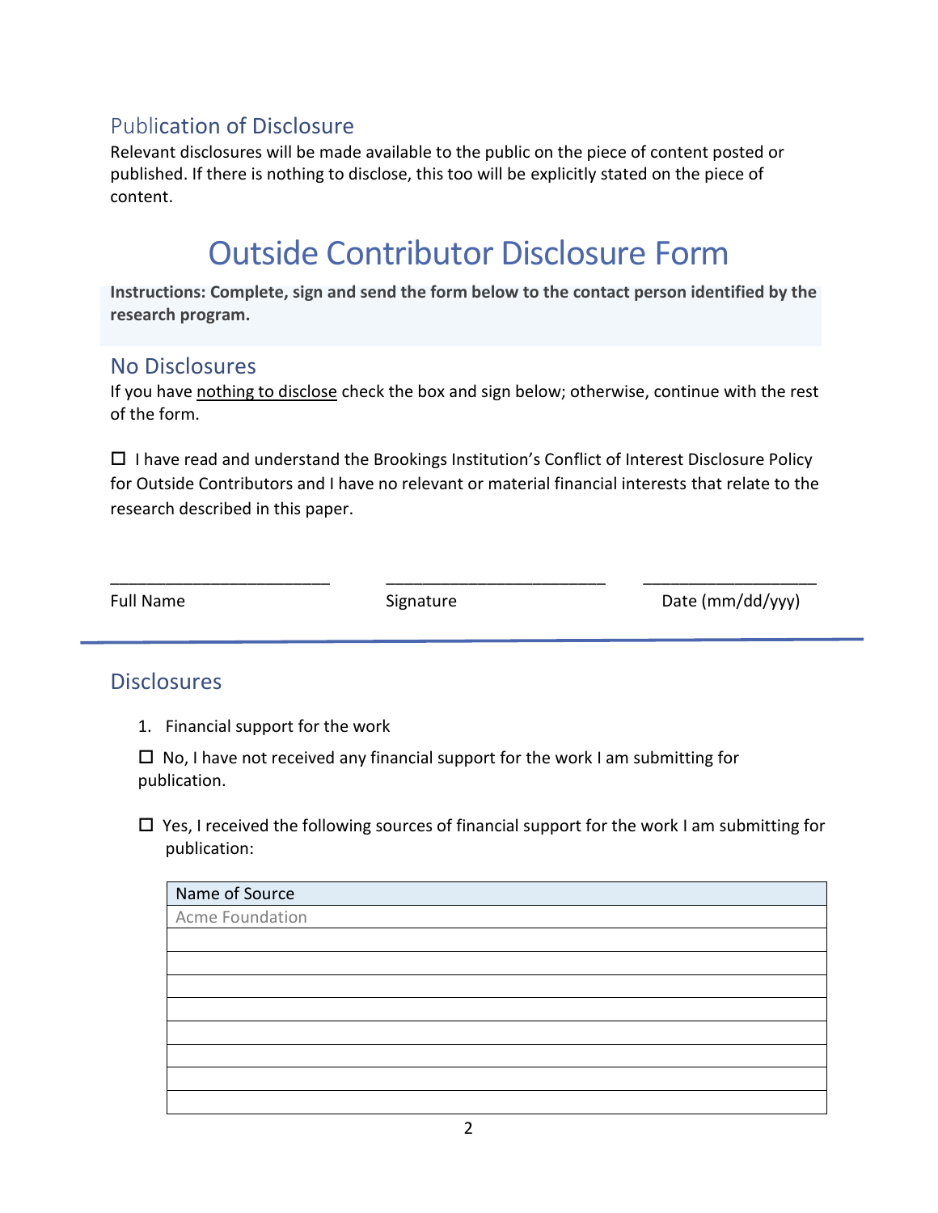## Publication of Disclosure

Relevant disclosures will be made available to the public on the piece of content posted or published. If there is nothing to disclose, this too will be explicitly stated on the piece of content.

# Outside Contributor Disclosure Form

**Instructions: Complete, sign and send the form below to the contact person identified by the research program.**

## No Disclosures

If you have <u>nothing to disclose</u> check the box and sign below; otherwise, continue with the rest of the form.

☐ I have read and understand the Brookings Institution's Conflict of Interest Disclosure Policy for Outside Contributors and I have no relevant or material financial interests that relate to the research described in this paper.

| ________________________ | ________________________ | ___________________ |
|---|---|---|
| Full Name | Signature | Date (mm/dd/yyy) |

---

## Disclosures

1. Financial support for the work

☐ No, I have not received any financial support for the work I am submitting for publication.

☐ Yes, I received the following sources of financial support for the work I am submitting for publication:

| Name of Source |
|---|
| Acme Foundation |
| |
| |
| |
| |
| |
| |
| |
| |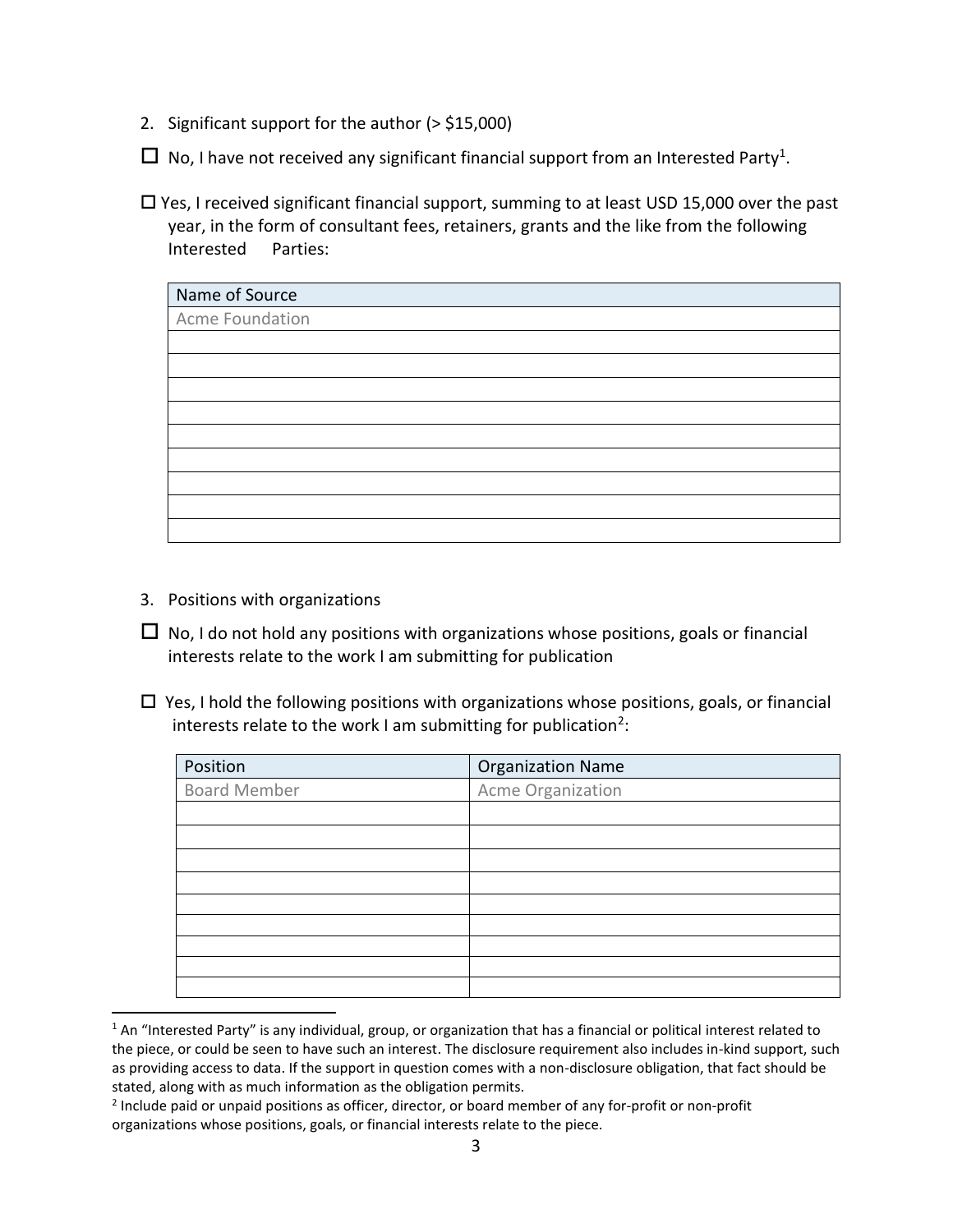2. Significant support for the author (> $15,000)

☐ No, I have not received any significant financial support from an Interested Party[1].

☐ Yes, I received significant financial support, summing to at least USD 15,000 over the past year, in the form of consultant fees, retainers, grants and the like from the following Interested Parties:

| Name of Source |
|---|
| Acme Foundation |
| |
| |
| |
| |
| |
| |
| |
| |
| |

3. Positions with organizations

☐ No, I do not hold any positions with organizations whose positions, goals or financial interests relate to the work I am submitting for publication

☐ Yes, I hold the following positions with organizations whose positions, goals, or financial interests relate to the work I am submitting for publication[2]:

| Position | Organization Name |
|---|---|
| Board Member | Acme Organization |
| | |
| | |
| | |
| | |
| | |
| | |
| | |
| | |
| | |

[1] An "Interested Party" is any individual, group, or organization that has a financial or political interest related to the piece, or could be seen to have such an interest. The disclosure requirement also includes in-kind support, such as providing access to data. If the support in question comes with a non-disclosure obligation, that fact should be stated, along with as much information as the obligation permits.

[2] Include paid or unpaid positions as officer, director, or board member of any for-profit or non-profit organizations whose positions, goals, or financial interests relate to the piece.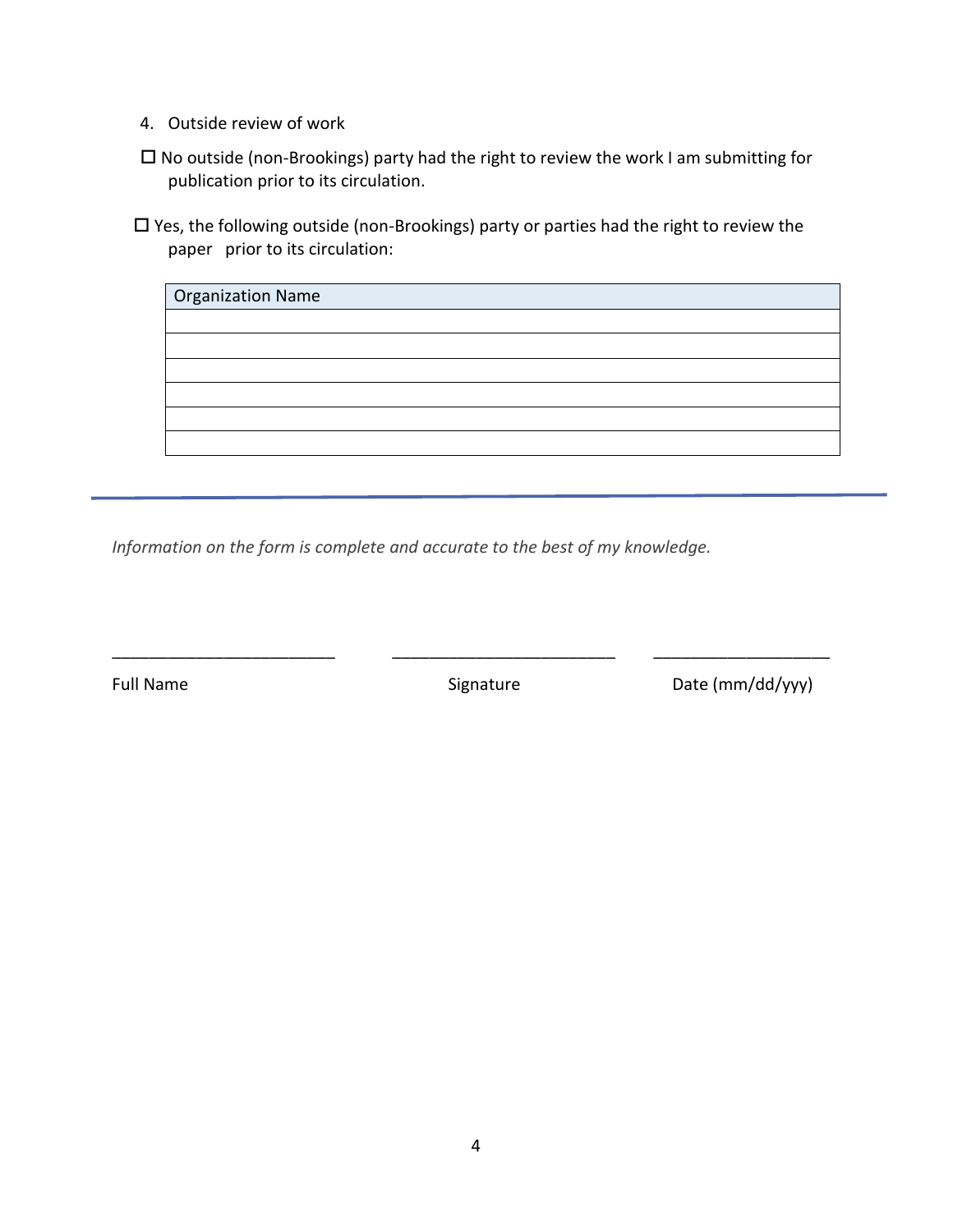4. Outside review of work

☐ No outside (non-Brookings) party had the right to review the work I am submitting for publication prior to its circulation.

☐ Yes, the following outside (non-Brookings) party or parties had the right to review the paper prior to its circulation:

| Organization Name |
| --- |
| |
| |
| |
| |
| |
| |

---

*Information on the form is complete and accurate to the best of my knowledge.*

________________________ ________________________ __________________

Full Name Signature Date (mm/dd/yyy)